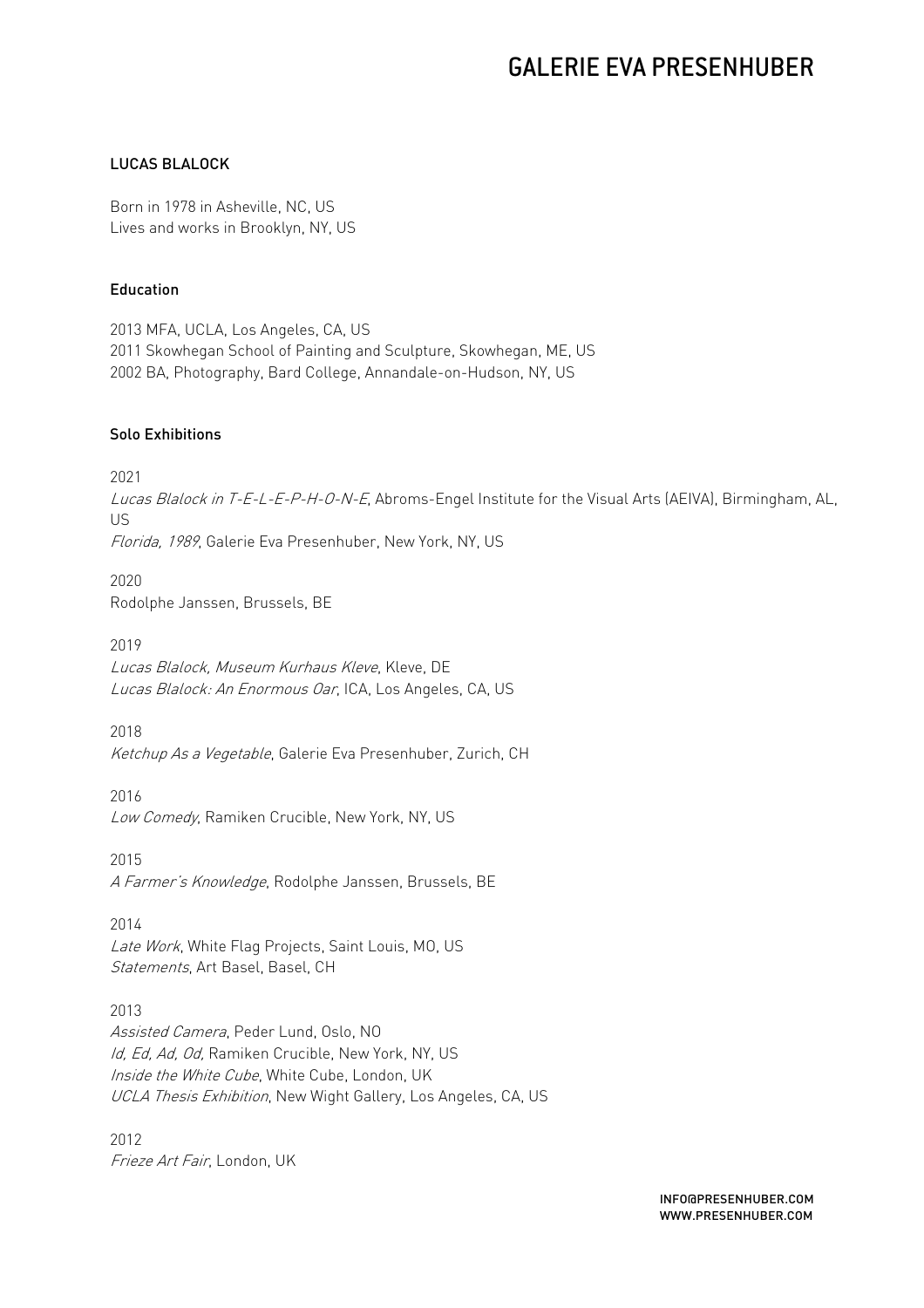# GALERIE EVA PRESENHUBER

## LUCAS BLALOCK

Born in 1978 in Asheville, NC, US
Lives and works in Brooklyn, NY, US

### Education

2013 MFA, UCLA, Los Angeles, CA, US
2011 Skowhegan School of Painting and Sculpture, Skowhegan, ME, US
2002 BA, Photography, Bard College, Annandale-on-Hudson, NY, US

### Solo Exhibitions

2021
*Lucas Blalock in T-E-L-E-P-H-O-N-E*, Abroms-Engel Institute for the Visual Arts (AEIVA), Birmingham, AL, US
*Florida, 1989*, Galerie Eva Presenhuber, New York, NY, US

2020
Rodolphe Janssen, Brussels, BE

2019
*Lucas Blalock, Museum Kurhaus Kleve*, Kleve, DE
*Lucas Blalock: An Enormous Oar*, ICA, Los Angeles, CA, US

2018
*Ketchup As a Vegetable*, Galerie Eva Presenhuber, Zurich, CH

2016
*Low Comedy*, Ramiken Crucible, New York, NY, US

2015
*A Farmer's Knowledge*, Rodolphe Janssen, Brussels, BE

2014
*Late Work*, White Flag Projects, Saint Louis, MO, US
*Statements*, Art Basel, Basel, CH

2013
*Assisted Camera*, Peder Lund, Oslo, NO
*Id, Ed, Ad, Od,* Ramiken Crucible, New York, NY, US
*Inside the White Cube*, White Cube, London, UK
*UCLA Thesis Exhibition*, New Wight Gallery, Los Angeles, CA, US

2012
*Frieze Art Fair*, London, UK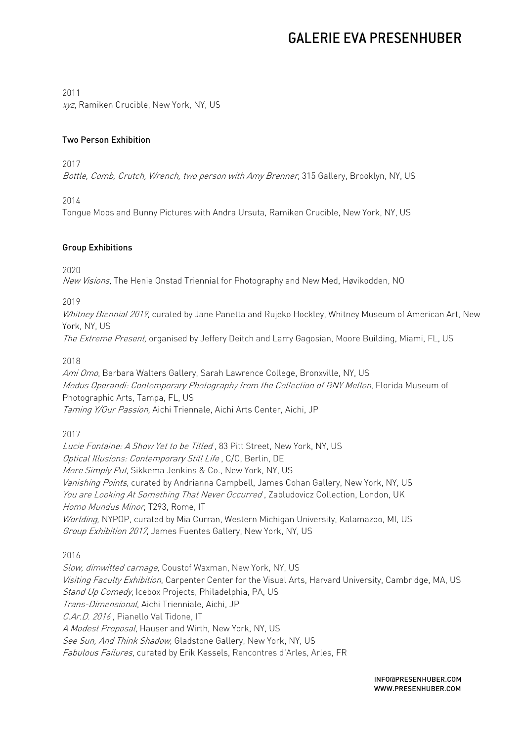2011
*xyz*, Ramiken Crucible, New York, NY, US

### Two Person Exhibition

2017
*Bottle, Comb, Crutch, Wrench, two person with Amy Brenner*, 315 Gallery, Brooklyn, NY, US

2014
Tongue Mops and Bunny Pictures with Andra Ursuta, Ramiken Crucible, New York, NY, US

### Group Exhibitions

2020
*New Visions,* The Henie Onstad Triennial for Photography and New Med, Høvikodden, NO

2019
*Whitney Biennial 2019*, curated by Jane Panetta and Rujeko Hockley, Whitney Museum of American Art, New York, NY, US
*The Extreme Present,* organised by Jeffery Deitch and Larry Gagosian, Moore Building, Miami, FL, US

2018
*Ami Omo*, Barbara Walters Gallery, Sarah Lawrence College, Bronxville, NY, US
*Modus Operandi: Contemporary Photography from the Collection of BNY Mellon*, Florida Museum of Photographic Arts, Tampa, FL, US
*Taming Y/Our Passion,* Aichi Triennale, Aichi Arts Center, Aichi, JP

2017
*Lucie Fontaine: A Show Yet to be Titled* , 83 Pitt Street, New York, NY, US
*Optical Illusions: Contemporary Still Life* , C/O, Berlin, DE
*More Simply Put*, Sikkema Jenkins & Co., New York, NY, US
*Vanishing Points,* curated by Andrianna Campbell, James Cohan Gallery, New York, NY, US
*You are Looking At Something That Never Occurred* , Zabludovicz Collection, London, UK
*Homo Mundus Minor*, T293, Rome, IT
*Worlding,* NYPOP, curated by Mia Curran, Western Michigan University, Kalamazoo, MI, US
*Group Exhibition 2017*, James Fuentes Gallery, New York, NY, US

2016
*Slow, dimwitted carnage,* Coustof Waxman, New York, NY, US
*Visiting Faculty Exhibition*, Carpenter Center for the Visual Arts, Harvard University, Cambridge, MA, US
*Stand Up Comedy*, Icebox Projects, Philadelphia, PA, US
*Trans-Dimensional*, Aichi Trienniale, Aichi, JP
*C.Ar.D. 2016* , Pianello Val Tidone, IT
*A Modest Proposal*, Hauser and Wirth, New York, NY, US
*See Sun, And Think Shadow*, Gladstone Gallery, New York, NY, US
*Fabulous Failures*, curated by Erik Kessels, Rencontres d'Arles, Arles, FR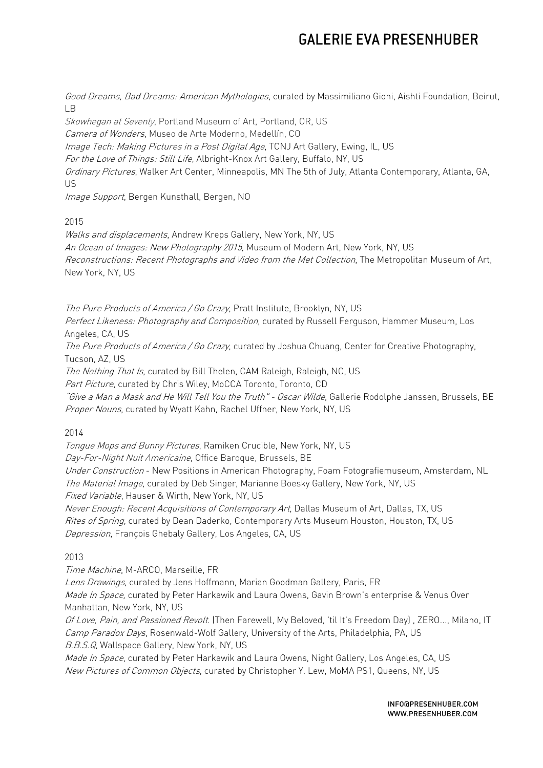*Good Dreams, Bad Dreams: American Mythologies*, curated by Massimiliano Gioni, Aishti Foundation, Beirut, LB
*Skowhegan at Seventy*, Portland Museum of Art, Portland, OR, US
*Camera of Wonders*, Museo de Arte Moderno, Medellín, CO
*Image Tech: Making Pictures in a Post Digital Age*, TCNJ Art Gallery, Ewing, IL, US
*For the Love of Things: Still Life*, Albright-Knox Art Gallery, Buffalo, NY, US
*Ordinary Pictures*, Walker Art Center, Minneapolis, MN The 5th of July, Atlanta Contemporary, Atlanta, GA, US
*Image Support*, Bergen Kunsthall, Bergen, NO

2015
*Walks and displacements*, Andrew Kreps Gallery, New York, NY, US
*An Ocean of Images: New Photography 2015*, Museum of Modern Art, New York, NY, US
*Reconstructions: Recent Photographs and Video from the Met Collection*, The Metropolitan Museum of Art, New York, NY, US

*The Pure Products of America / Go Crazy*, Pratt Institute, Brooklyn, NY, US
*Perfect Likeness: Photography and Composition*, curated by Russell Ferguson, Hammer Museum, Los Angeles, CA, US
*The Pure Products of America / Go Crazy*, curated by Joshua Chuang, Center for Creative Photography, Tucson, AZ, US
*The Nothing That Is*, curated by Bill Thelen, CAM Raleigh, Raleigh, NC, US
*Part Picture*, curated by Chris Wiley, MoCCA Toronto, Toronto, CD
*"Give a Man a Mask and He Will Tell You the Truth" - Oscar Wilde*, Gallerie Rodolphe Janssen, Brussels, BE
*Proper Nouns*, curated by Wyatt Kahn, Rachel Uffner, New York, NY, US

2014
*Tongue Mops and Bunny Pictures*, Ramiken Crucible, New York, NY, US
*Day-For-Night Nuit Americaine*, Office Baroque, Brussels, BE
*Under Construction* - New Positions in American Photography, Foam Fotografiemuseum, Amsterdam, NL
*The Material Image*, curated by Deb Singer, Marianne Boesky Gallery, New York, NY, US
*Fixed Variable*, Hauser & Wirth, New York, NY, US
*Never Enough: Recent Acquisitions of Contemporary Art*, Dallas Museum of Art, Dallas, TX, US
*Rites of Spring,* curated by Dean Daderko, Contemporary Arts Museum Houston, Houston, TX, US
*Depression*, François Ghebaly Gallery, Los Angeles, CA, US

2013
*Time Machine*, M-ARCO, Marseille, FR
*Lens Drawings*, curated by Jens Hoffmann, Marian Goodman Gallery, Paris, FR
*Made In Space,* curated by Peter Harkawik and Laura Owens, Gavin Brown's enterprise & Venus Over Manhattan, New York, NY, US
*Of Love, Pain, and Passioned Revolt.* (Then Farewell, My Beloved, 'til It's Freedom Day) , ZERO..., Milano, IT
*Camp Paradox Days*, Rosenwald-Wolf Gallery, University of the Arts, Philadelphia, PA, US
*B.B.S.Q*, Wallspace Gallery, New York, NY, US
*Made In Space*, curated by Peter Harkawik and Laura Owens, Night Gallery, Los Angeles, CA, US
*New Pictures of Common Objects*, curated by Christopher Y. Lew, MoMA PS1, Queens, NY, US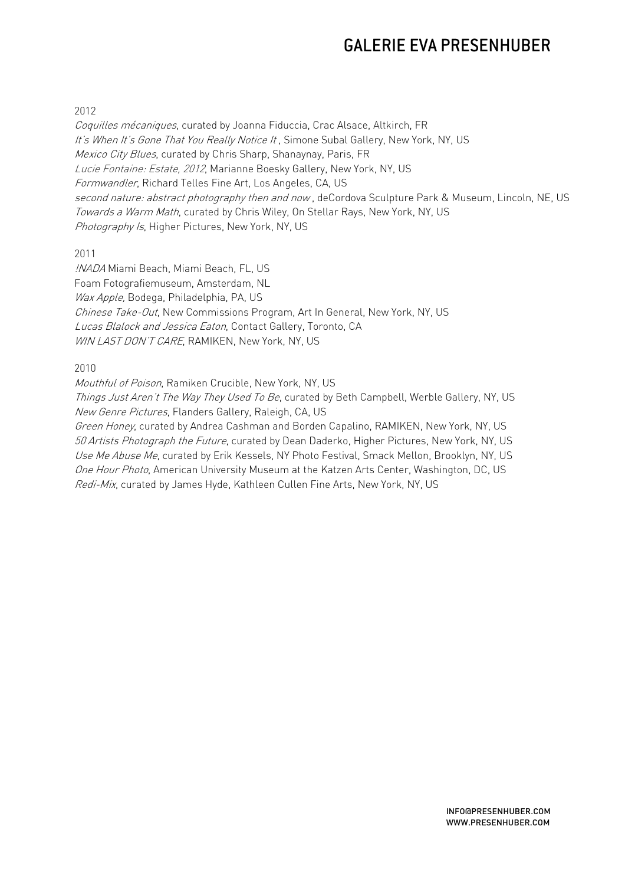2012

*Coquilles mécaniques*, curated by Joanna Fiduccia, Crac Alsace, Altkirch, FR
*It's When It's Gone That You Really Notice It* , Simone Subal Gallery, New York, NY, US
*Mexico City Blues*, curated by Chris Sharp, Shanaynay, Paris, FR
*Lucie Fontaine: Estate, 2012*, Marianne Boesky Gallery, New York, NY, US
*Formwandler*, Richard Telles Fine Art, Los Angeles, CA, US
*second nature: abstract photography then and now* , deCordova Sculpture Park & Museum, Lincoln, NE, US
*Towards a Warm Math*, curated by Chris Wiley, On Stellar Rays, New York, NY, US
*Photography Is*, Higher Pictures, New York, NY, US

2011

*!NADA* Miami Beach, Miami Beach, FL, US
Foam Fotografiemuseum, Amsterdam, NL
*Wax Apple*, Bodega, Philadelphia, PA, US
*Chinese Take-Out*, New Commissions Program, Art In General, New York, NY, US
*Lucas Blalock and Jessica Eaton*, Contact Gallery, Toronto, CA
*WIN LAST DON'T CARE*, RAMIKEN, New York, NY, US

2010

*Mouthful of Poison*, Ramiken Crucible, New York, NY, US
*Things Just Aren't The Way They Used To Be*, curated by Beth Campbell, Werble Gallery, NY, US
*New Genre Pictures*, Flanders Gallery, Raleigh, CA, US
*Green Honey*, curated by Andrea Cashman and Borden Capalino, RAMIKEN, New York, NY, US
*50 Artists Photograph the Future*, curated by Dean Daderko, Higher Pictures, New York, NY, US
*Use Me Abuse Me*, curated by Erik Kessels, NY Photo Festival, Smack Mellon, Brooklyn, NY, US
*One Hour Photo*, American University Museum at the Katzen Arts Center, Washington, DC, US
*Redi-Mix*, curated by James Hyde, Kathleen Cullen Fine Arts, New York, NY, US